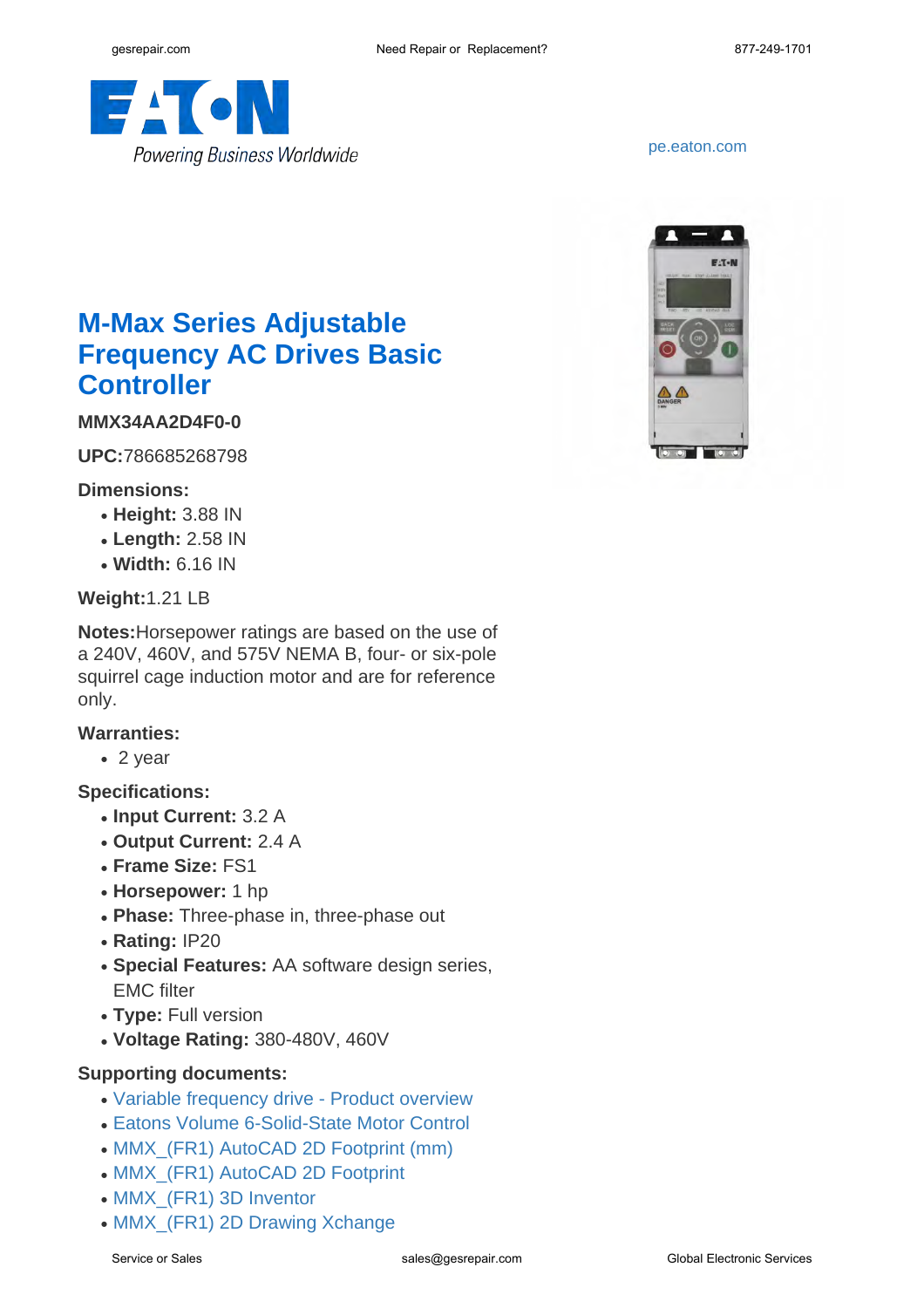pe.eaton.com

# M-Max Series Adjustable Frequency AC Drives Basic Controller

**MMX34AA2D4F0-0**

**UPC:**786685268798

**Dimensions:**

- **Height:** 3.88 IN
- **Length:** 2.58 IN
- **Width:** 6.16 IN

**Weight:**1.21 LB

**Notes:**Horsepower ratings are based on the use of a 240V, 460V, and 575V NEMA B, four- or six-pole squirrel cage induction motor and are for reference only.

**Warranties:**

- 2 year

**Specifications:**

- **Input Current:** 3.2 A
- **Output Current:** 2.4 A
- **Frame Size:** FS1
- **Horsepower:** 1 hp
- **Phase:** Three-phase in, three-phase out
- **Rating:** IP20
- **Special Features:** AA software design series, EMC filter
- **Type:** Full version
- **Voltage Rating:** 380-480V, 460V

**Supporting documents:**

- Variable frequency drive - Product overview
- Eatons Volume 6-Solid-State Motor Control
- MMX_(FR1) AutoCAD 2D Footprint (mm)
- MMX_(FR1) AutoCAD 2D Footprint
- MMX_(FR1) 3D Inventor
- MMX_(FR1) 2D Drawing Xchange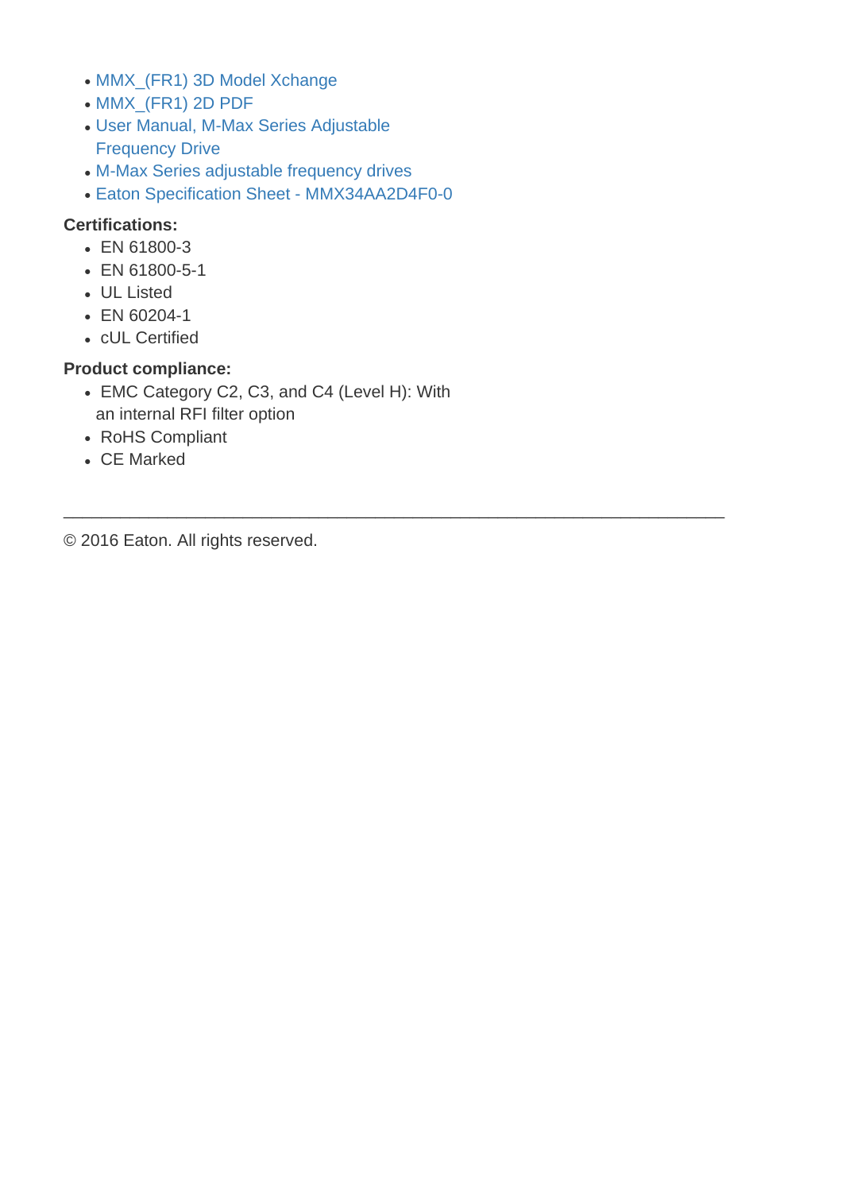- MMX_(FR1) 3D Model Xchange
- MMX_(FR1) 2D PDF
- User Manual, M-Max Series Adjustable Frequency Drive
- M-Max Series adjustable frequency drives
- Eaton Specification Sheet - MMX34AA2D4F0-0

**Certifications:**

- EN 61800-3
- EN 61800-5-1
- UL Listed
- EN 60204-1
- cUL Certified

**Product compliance:**

- EMC Category C2, C3, and C4 (Level H): With an internal RFI filter option
- RoHS Compliant
- CE Marked

---

© 2016 Eaton. All rights reserved.